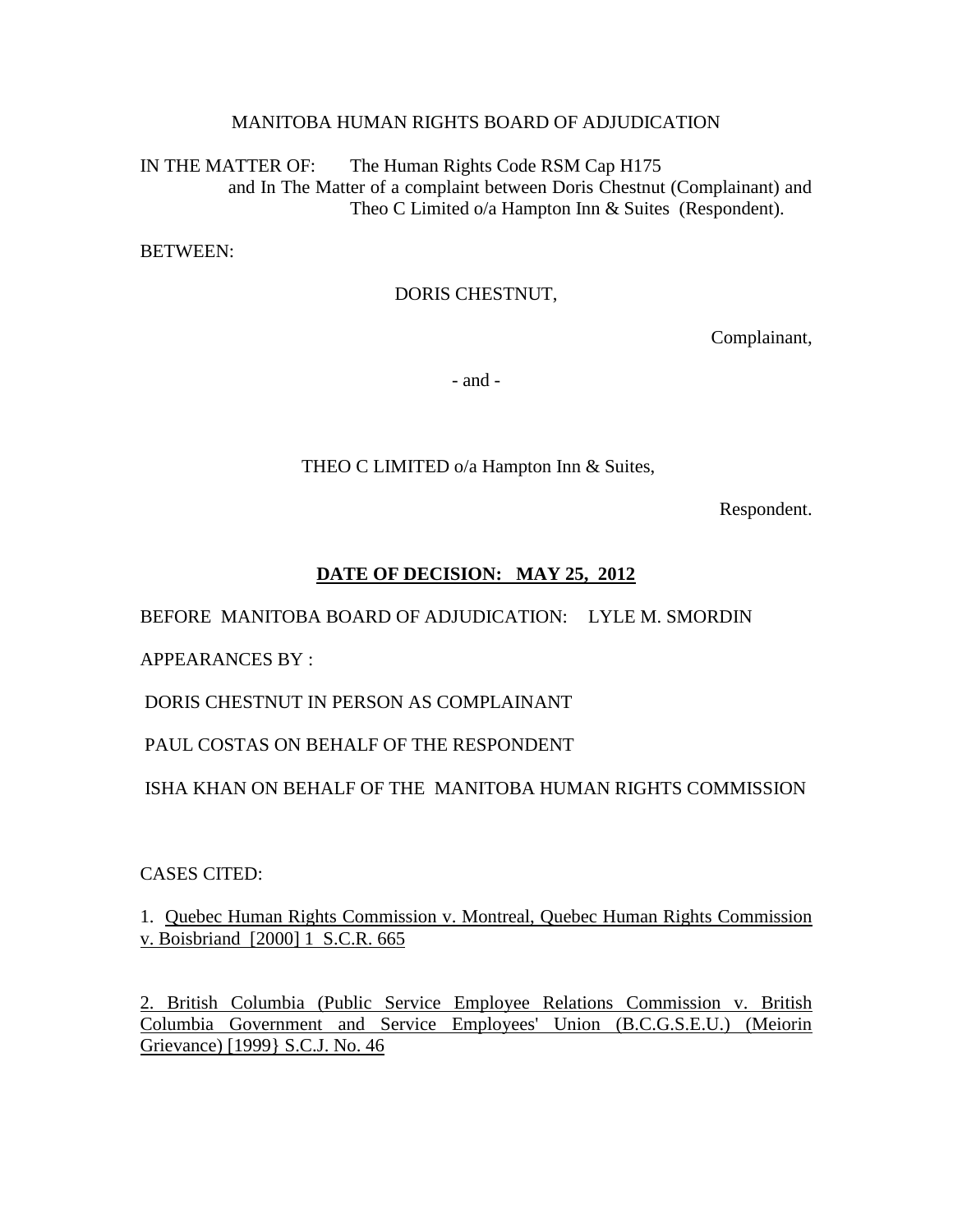MANITOBA HUMAN RIGHTS BOARD OF ADJUDICATION

IN THE MATTER OF: The Human Rights Code RSM Cap H175
and In The Matter of a complaint between Doris Chestnut (Complainant) and Theo C Limited o/a Hampton Inn & Suites (Respondent).

BETWEEN:

DORIS CHESTNUT,

Complainant,

- and -

THEO C LIMITED o/a Hampton Inn & Suites,

Respondent.

**DATE OF DECISION: MAY 25, 2012**

BEFORE MANITOBA BOARD OF ADJUDICATION: LYLE M. SMORDIN

APPEARANCES BY :

DORIS CHESTNUT IN PERSON AS COMPLAINANT

PAUL COSTAS ON BEHALF OF THE RESPONDENT

ISHA KHAN ON BEHALF OF THE MANITOBA HUMAN RIGHTS COMMISSION

CASES CITED:

1. Quebec Human Rights Commission v. Montreal, Quebec Human Rights Commission v. Boisbriand [2000] 1 S.C.R. 665

2. British Columbia (Public Service Employee Relations Commission v. British Columbia Government and Service Employees' Union (B.C.G.S.E.U.) (Meiorin Grievance) [1999} S.C.J. No. 46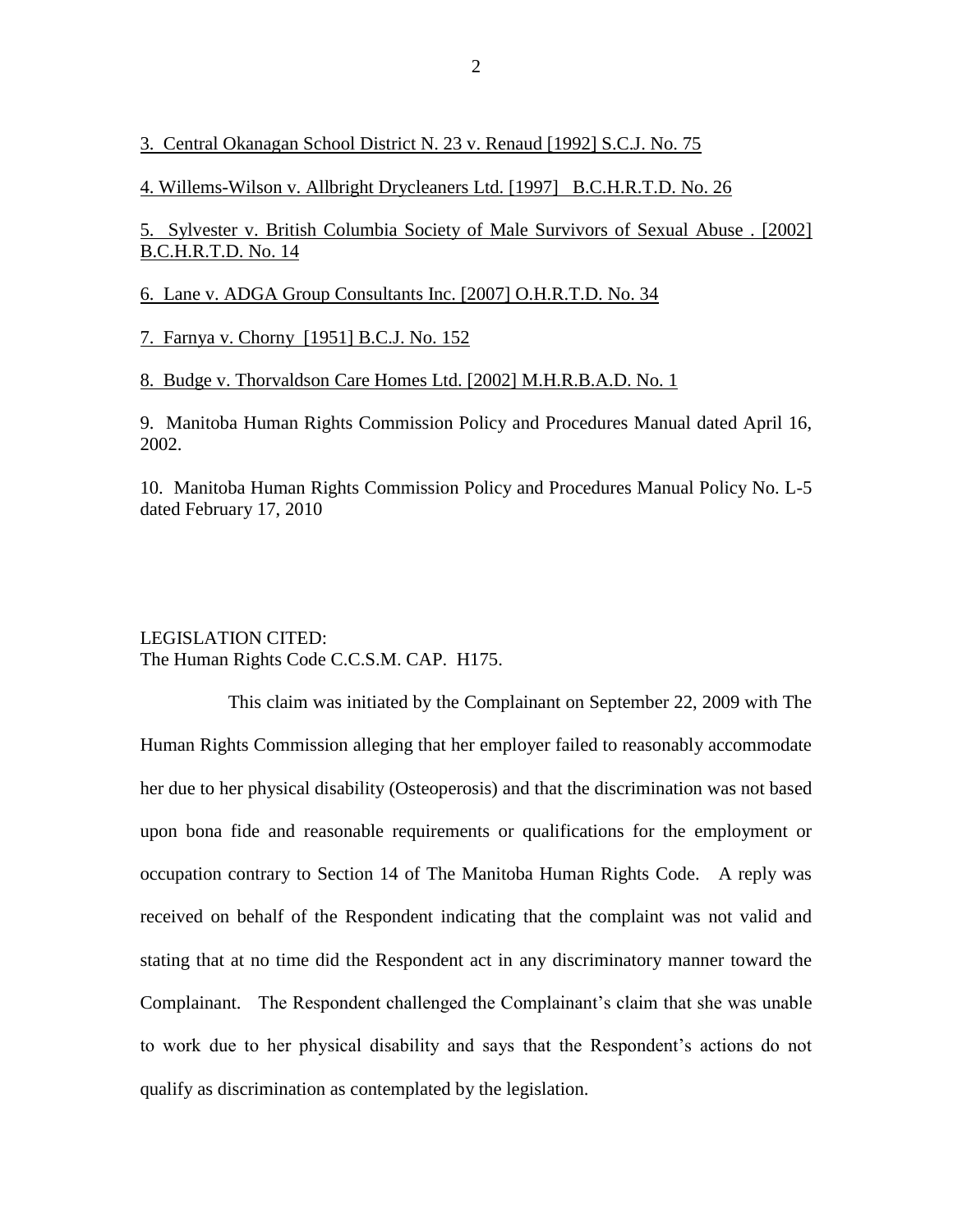3. Central Okanagan School District N. 23 v. Renaud [1992] S.C.J. No. 75

4. Willems-Wilson v. Allbright Drycleaners Ltd. [1997] B.C.H.R.T.D. No. 26

5. Sylvester v. British Columbia Society of Male Survivors of Sexual Abuse . [2002] B.C.H.R.T.D. No. 14

6. Lane v. ADGA Group Consultants Inc. [2007] O.H.R.T.D. No. 34

7. Farnya v. Chorny [1951] B.C.J. No. 152

8. Budge v. Thorvaldson Care Homes Ltd. [2002] M.H.R.B.A.D. No. 1

9. Manitoba Human Rights Commission Policy and Procedures Manual dated April 16, 2002.

10. Manitoba Human Rights Commission Policy and Procedures Manual Policy No. L-5 dated February 17, 2010

LEGISLATION CITED:
The Human Rights Code C.C.S.M. CAP. H175.

This claim was initiated by the Complainant on September 22, 2009 with The Human Rights Commission alleging that her employer failed to reasonably accommodate her due to her physical disability (Osteoperosis) and that the discrimination was not based upon bona fide and reasonable requirements or qualifications for the employment or occupation contrary to Section 14 of The Manitoba Human Rights Code. A reply was received on behalf of the Respondent indicating that the complaint was not valid and stating that at no time did the Respondent act in any discriminatory manner toward the Complainant. The Respondent challenged the Complainant's claim that she was unable to work due to her physical disability and says that the Respondent's actions do not qualify as discrimination as contemplated by the legislation.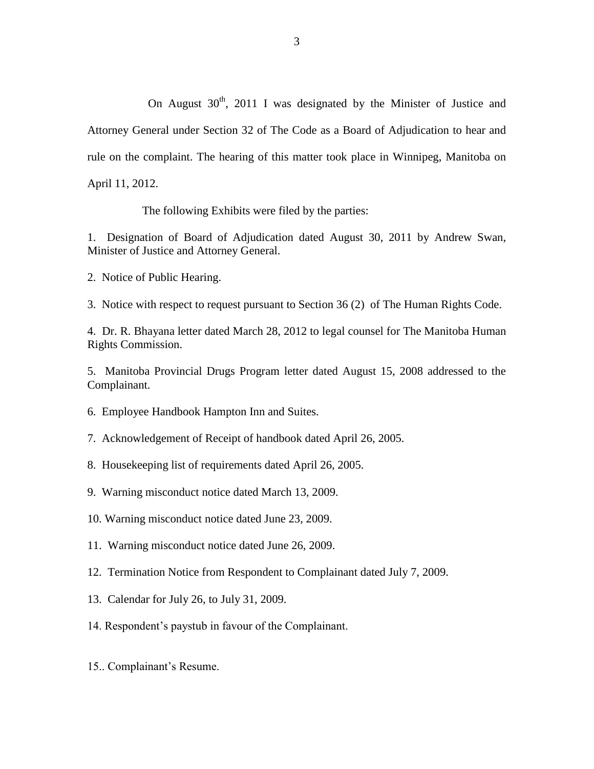On August 30th, 2011 I was designated by the Minister of Justice and Attorney General under Section 32 of The Code as a Board of Adjudication to hear and rule on the complaint. The hearing of this matter took place in Winnipeg, Manitoba on April 11, 2012.

The following Exhibits were filed by the parties:

1. Designation of Board of Adjudication dated August 30, 2011 by Andrew Swan, Minister of Justice and Attorney General.

2. Notice of Public Hearing.

3. Notice with respect to request pursuant to Section 36 (2) of The Human Rights Code.

4. Dr. R. Bhayana letter dated March 28, 2012 to legal counsel for The Manitoba Human Rights Commission.

5. Manitoba Provincial Drugs Program letter dated August 15, 2008 addressed to the Complainant.

6. Employee Handbook Hampton Inn and Suites.

7. Acknowledgement of Receipt of handbook dated April 26, 2005.

8. Housekeeping list of requirements dated April 26, 2005.

9. Warning misconduct notice dated March 13, 2009.

10. Warning misconduct notice dated June 23, 2009.

11. Warning misconduct notice dated June 26, 2009.

12. Termination Notice from Respondent to Complainant dated July 7, 2009.

13. Calendar for July 26, to July 31, 2009.

14. Respondent's paystub in favour of the Complainant.

15.. Complainant's Resume.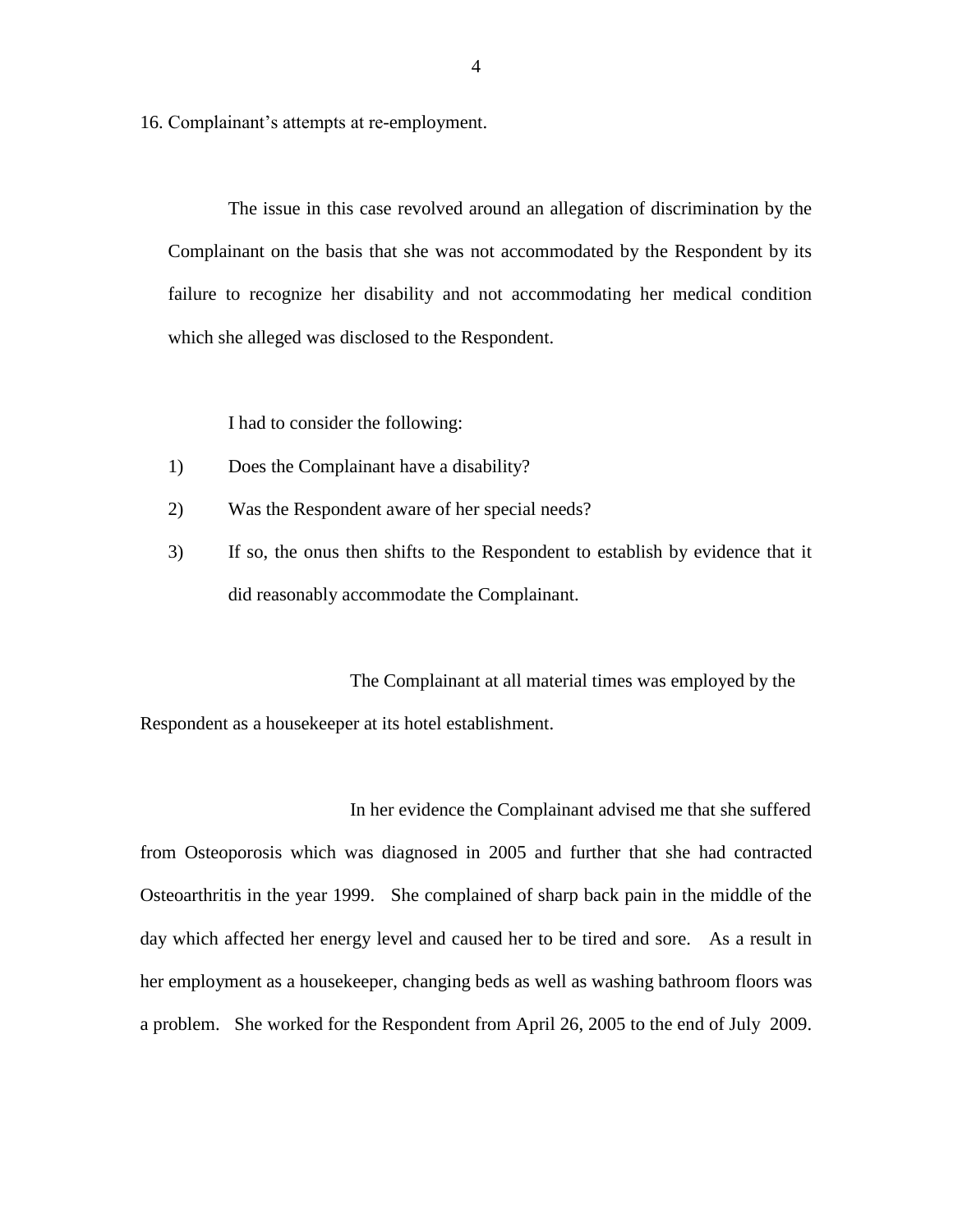16. Complainant's attempts at re-employment.

The issue in this case revolved around an allegation of discrimination by the Complainant on the basis that she was not accommodated by the Respondent by its failure to recognize her disability and not accommodating her medical condition which she alleged was disclosed to the Respondent.

I had to consider the following:

1) Does the Complainant have a disability?
2) Was the Respondent aware of her special needs?
3) If so, the onus then shifts to the Respondent to establish by evidence that it did reasonably accommodate the Complainant.

The Complainant at all material times was employed by the Respondent as a housekeeper at its hotel establishment.

In her evidence the Complainant advised me that she suffered from Osteoporosis which was diagnosed in 2005 and further that she had contracted Osteoarthritis in the year 1999. She complained of sharp back pain in the middle of the day which affected her energy level and caused her to be tired and sore. As a result in her employment as a housekeeper, changing beds as well as washing bathroom floors was a problem. She worked for the Respondent from April 26, 2005 to the end of July 2009.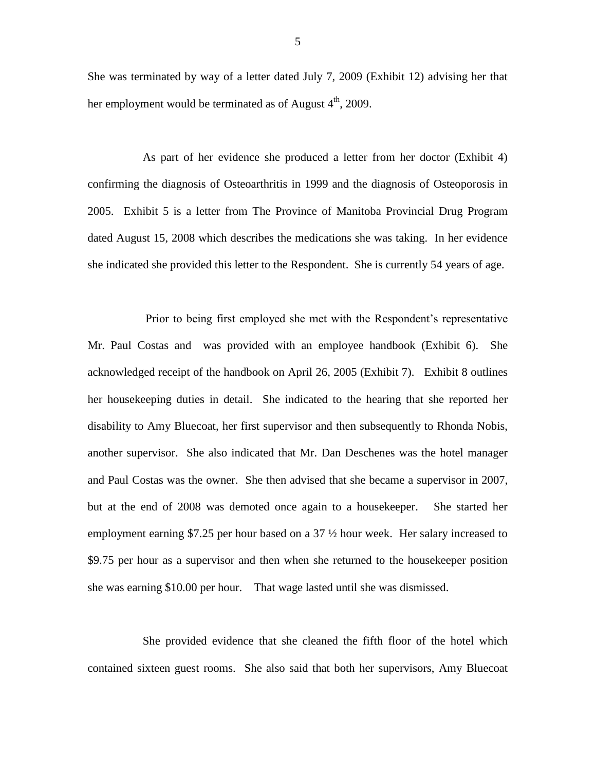She was terminated by way of a letter dated July 7, 2009 (Exhibit 12) advising her that her employment would be terminated as of August 4th, 2009.

As part of her evidence she produced a letter from her doctor (Exhibit 4) confirming the diagnosis of Osteoarthritis in 1999 and the diagnosis of Osteoporosis in 2005. Exhibit 5 is a letter from The Province of Manitoba Provincial Drug Program dated August 15, 2008 which describes the medications she was taking. In her evidence she indicated she provided this letter to the Respondent. She is currently 54 years of age.

Prior to being first employed she met with the Respondent's representative Mr. Paul Costas and was provided with an employee handbook (Exhibit 6). She acknowledged receipt of the handbook on April 26, 2005 (Exhibit 7). Exhibit 8 outlines her housekeeping duties in detail. She indicated to the hearing that she reported her disability to Amy Bluecoat, her first supervisor and then subsequently to Rhonda Nobis, another supervisor. She also indicated that Mr. Dan Deschenes was the hotel manager and Paul Costas was the owner. She then advised that she became a supervisor in 2007, but at the end of 2008 was demoted once again to a housekeeper. She started her employment earning $7.25 per hour based on a 37 ½ hour week. Her salary increased to $9.75 per hour as a supervisor and then when she returned to the housekeeper position she was earning $10.00 per hour. That wage lasted until she was dismissed.

She provided evidence that she cleaned the fifth floor of the hotel which contained sixteen guest rooms. She also said that both her supervisors, Amy Bluecoat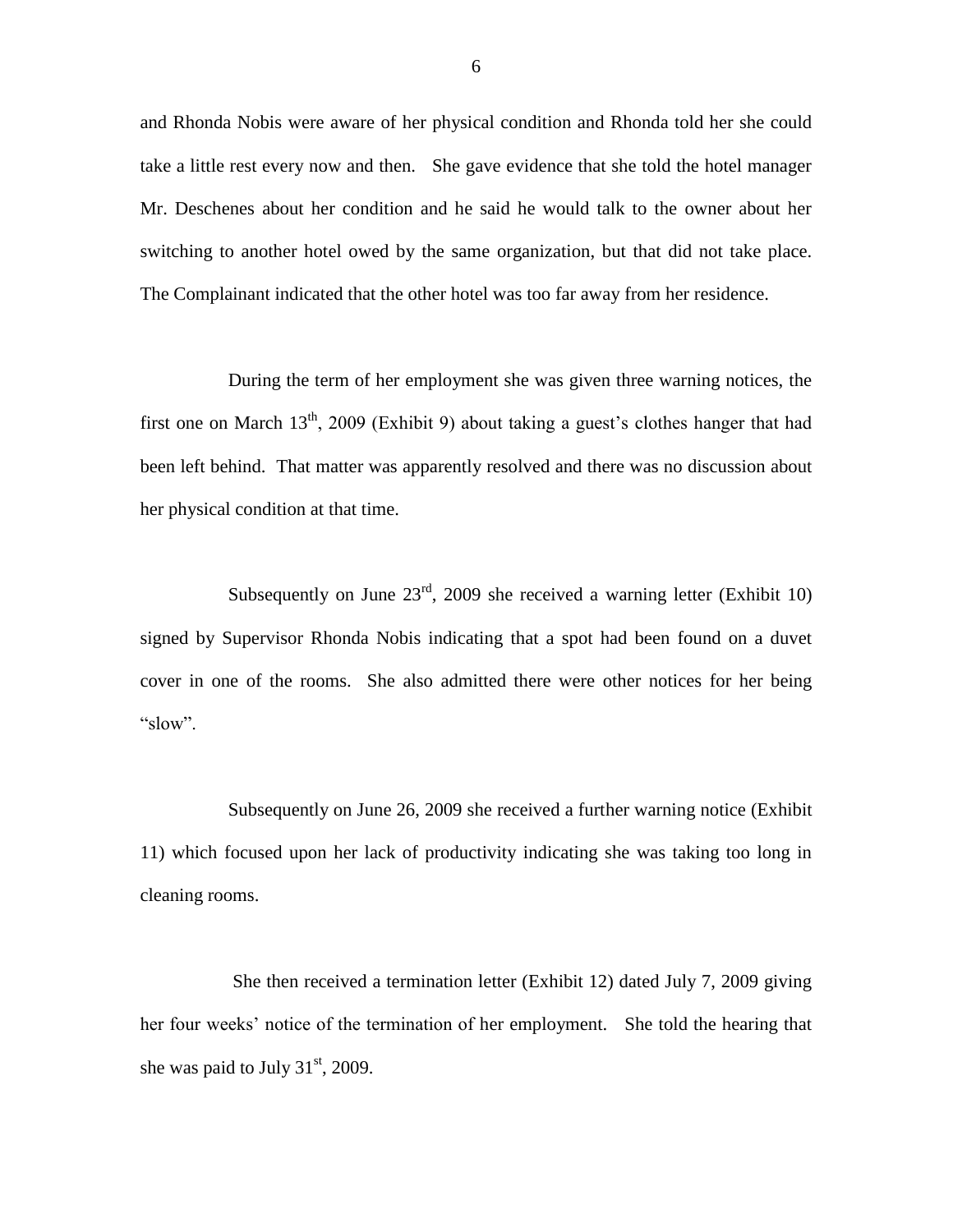and Rhonda Nobis were aware of her physical condition and Rhonda told her she could take a little rest every now and then. She gave evidence that she told the hotel manager Mr. Deschenes about her condition and he said he would talk to the owner about her switching to another hotel owed by the same organization, but that did not take place. The Complainant indicated that the other hotel was too far away from her residence.

During the term of her employment she was given three warning notices, the first one on March 13th, 2009 (Exhibit 9) about taking a guest's clothes hanger that had been left behind. That matter was apparently resolved and there was no discussion about her physical condition at that time.

Subsequently on June 23rd, 2009 she received a warning letter (Exhibit 10) signed by Supervisor Rhonda Nobis indicating that a spot had been found on a duvet cover in one of the rooms. She also admitted there were other notices for her being "slow".

Subsequently on June 26, 2009 she received a further warning notice (Exhibit 11) which focused upon her lack of productivity indicating she was taking too long in cleaning rooms.

She then received a termination letter (Exhibit 12) dated July 7, 2009 giving her four weeks' notice of the termination of her employment. She told the hearing that she was paid to July 31st, 2009.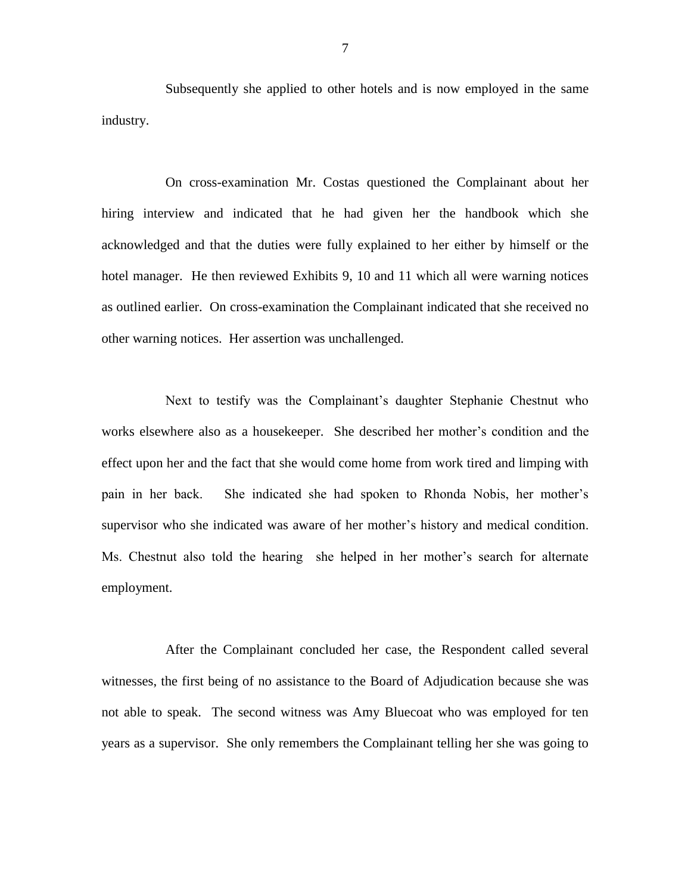Subsequently she applied to other hotels and is now employed in the same industry.

On cross-examination Mr. Costas questioned the Complainant about her hiring interview and indicated that he had given her the handbook which she acknowledged and that the duties were fully explained to her either by himself or the hotel manager. He then reviewed Exhibits 9, 10 and 11 which all were warning notices as outlined earlier. On cross-examination the Complainant indicated that she received no other warning notices. Her assertion was unchallenged.

Next to testify was the Complainant's daughter Stephanie Chestnut who works elsewhere also as a housekeeper. She described her mother's condition and the effect upon her and the fact that she would come home from work tired and limping with pain in her back. She indicated she had spoken to Rhonda Nobis, her mother's supervisor who she indicated was aware of her mother's history and medical condition. Ms. Chestnut also told the hearing she helped in her mother's search for alternate employment.

After the Complainant concluded her case, the Respondent called several witnesses, the first being of no assistance to the Board of Adjudication because she was not able to speak. The second witness was Amy Bluecoat who was employed for ten years as a supervisor. She only remembers the Complainant telling her she was going to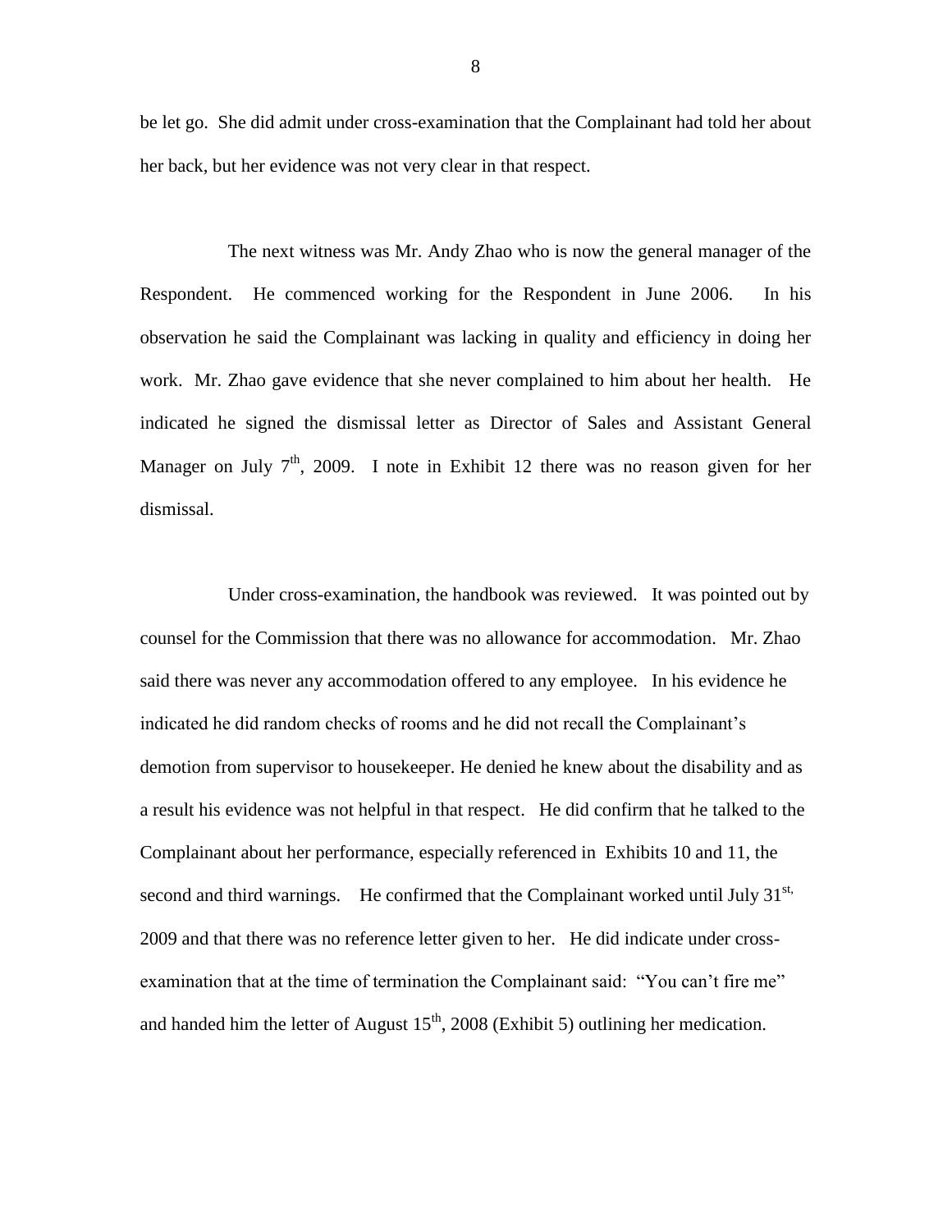be let go. She did admit under cross-examination that the Complainant had told her about her back, but her evidence was not very clear in that respect.

The next witness was Mr. Andy Zhao who is now the general manager of the Respondent. He commenced working for the Respondent in June 2006. In his observation he said the Complainant was lacking in quality and efficiency in doing her work. Mr. Zhao gave evidence that she never complained to him about her health. He indicated he signed the dismissal letter as Director of Sales and Assistant General Manager on July 7th, 2009. I note in Exhibit 12 there was no reason given for her dismissal.

Under cross-examination, the handbook was reviewed. It was pointed out by counsel for the Commission that there was no allowance for accommodation. Mr. Zhao said there was never any accommodation offered to any employee. In his evidence he indicated he did random checks of rooms and he did not recall the Complainant's demotion from supervisor to housekeeper. He denied he knew about the disability and as a result his evidence was not helpful in that respect. He did confirm that he talked to the Complainant about her performance, especially referenced in Exhibits 10 and 11, the second and third warnings. He confirmed that the Complainant worked until July 31st, 2009 and that there was no reference letter given to her. He did indicate under cross-examination that at the time of termination the Complainant said: "You can't fire me" and handed him the letter of August 15th, 2008 (Exhibit 5) outlining her medication.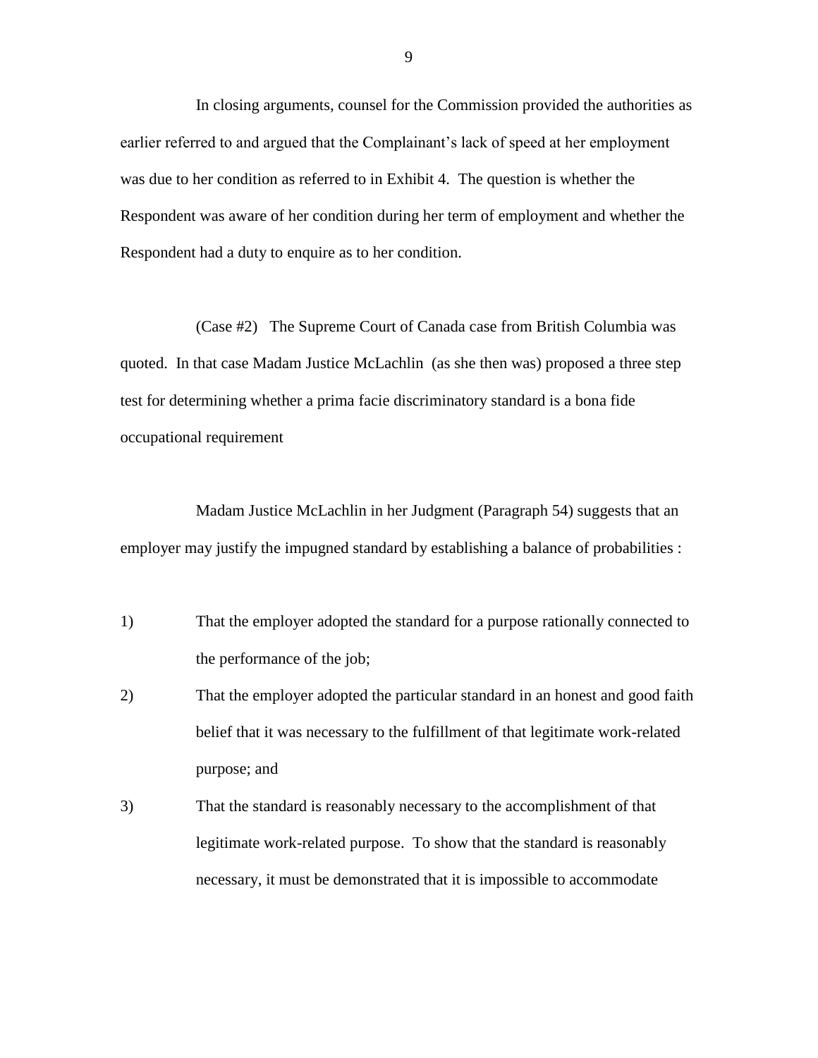In closing arguments, counsel for the Commission provided the authorities as earlier referred to and argued that the Complainant's lack of speed at her employment was due to her condition as referred to in Exhibit 4. The question is whether the Respondent was aware of her condition during her term of employment and whether the Respondent had a duty to enquire as to her condition.

(Case #2) The Supreme Court of Canada case from British Columbia was quoted. In that case Madam Justice McLachlin (as she then was) proposed a three step test for determining whether a prima facie discriminatory standard is a bona fide occupational requirement

Madam Justice McLachlin in her Judgment (Paragraph 54) suggests that an employer may justify the impugned standard by establishing a balance of probabilities :

1) That the employer adopted the standard for a purpose rationally connected to the performance of the job;

2) That the employer adopted the particular standard in an honest and good faith belief that it was necessary to the fulfillment of that legitimate work-related purpose; and

3) That the standard is reasonably necessary to the accomplishment of that legitimate work-related purpose. To show that the standard is reasonably necessary, it must be demonstrated that it is impossible to accommodate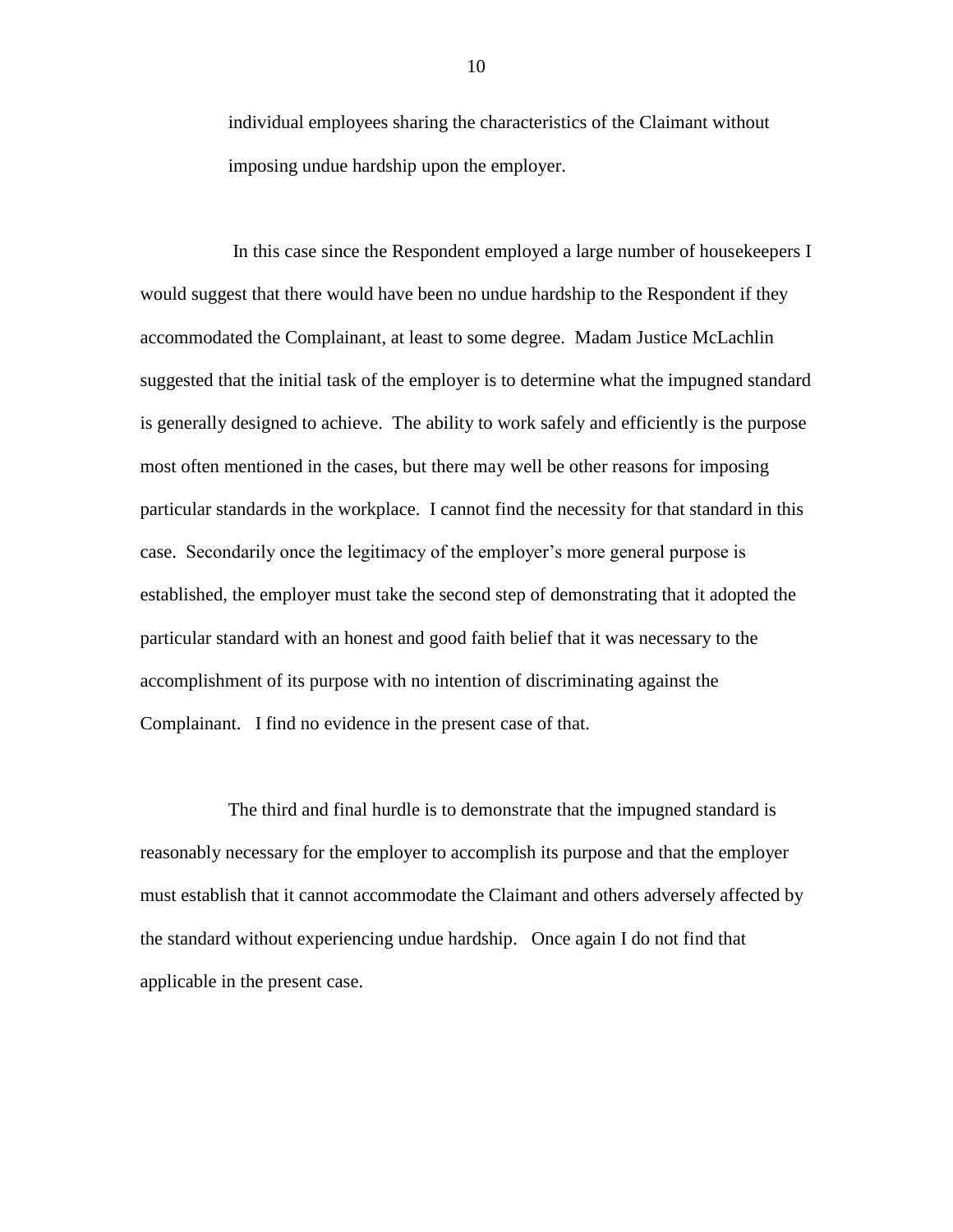individual employees sharing the characteristics of the Claimant without imposing undue hardship upon the employer.

In this case since the Respondent employed a large number of housekeepers I would suggest that there would have been no undue hardship to the Respondent if they accommodated the Complainant, at least to some degree. Madam Justice McLachlin suggested that the initial task of the employer is to determine what the impugned standard is generally designed to achieve. The ability to work safely and efficiently is the purpose most often mentioned in the cases, but there may well be other reasons for imposing particular standards in the workplace. I cannot find the necessity for that standard in this case. Secondarily once the legitimacy of the employer's more general purpose is established, the employer must take the second step of demonstrating that it adopted the particular standard with an honest and good faith belief that it was necessary to the accomplishment of its purpose with no intention of discriminating against the Complainant. I find no evidence in the present case of that.

The third and final hurdle is to demonstrate that the impugned standard is reasonably necessary for the employer to accomplish its purpose and that the employer must establish that it cannot accommodate the Claimant and others adversely affected by the standard without experiencing undue hardship. Once again I do not find that applicable in the present case.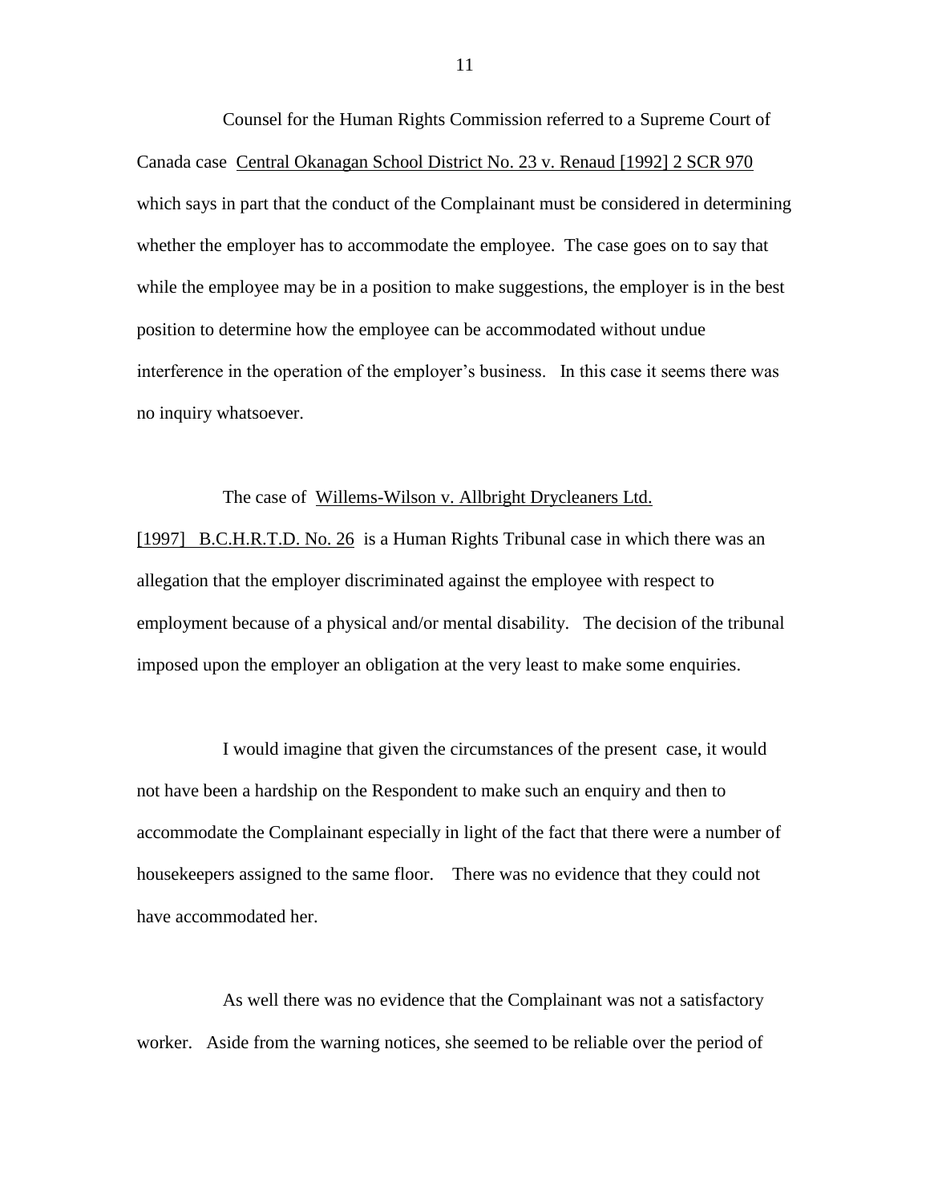Counsel for the Human Rights Commission referred to a Supreme Court of Canada case Central Okanagan School District No. 23 v. Renaud [1992] 2 SCR 970 which says in part that the conduct of the Complainant must be considered in determining whether the employer has to accommodate the employee. The case goes on to say that while the employee may be in a position to make suggestions, the employer is in the best position to determine how the employee can be accommodated without undue interference in the operation of the employer's business. In this case it seems there was no inquiry whatsoever.

The case of Willems-Wilson v. Allbright Drycleaners Ltd. [1997] B.C.H.R.T.D. No. 26 is a Human Rights Tribunal case in which there was an allegation that the employer discriminated against the employee with respect to employment because of a physical and/or mental disability. The decision of the tribunal imposed upon the employer an obligation at the very least to make some enquiries.

I would imagine that given the circumstances of the present case, it would not have been a hardship on the Respondent to make such an enquiry and then to accommodate the Complainant especially in light of the fact that there were a number of housekeepers assigned to the same floor. There was no evidence that they could not have accommodated her.

As well there was no evidence that the Complainant was not a satisfactory worker. Aside from the warning notices, she seemed to be reliable over the period of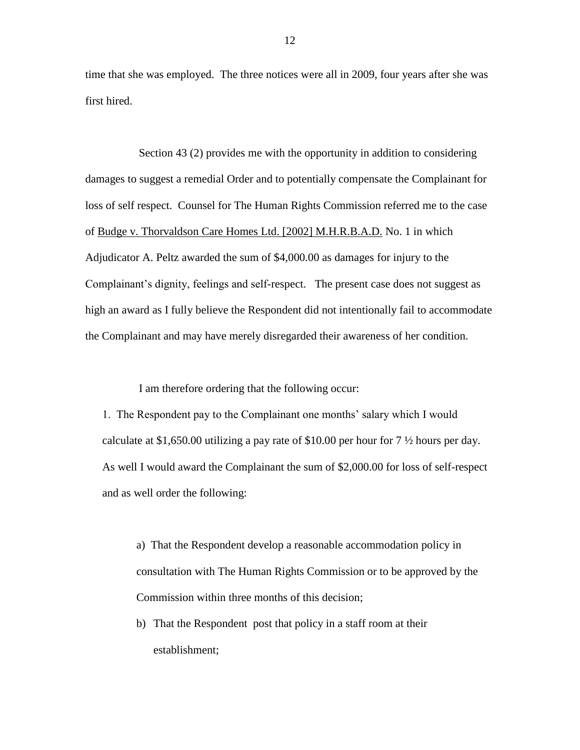time that she was employed. The three notices were all in 2009, four years after she was first hired.

Section 43 (2) provides me with the opportunity in addition to considering damages to suggest a remedial Order and to potentially compensate the Complainant for loss of self respect. Counsel for The Human Rights Commission referred me to the case of Budge v. Thorvaldson Care Homes Ltd. [2002] M.H.R.B.A.D. No. 1 in which Adjudicator A. Peltz awarded the sum of $4,000.00 as damages for injury to the Complainant's dignity, feelings and self-respect. The present case does not suggest as high an award as I fully believe the Respondent did not intentionally fail to accommodate the Complainant and may have merely disregarded their awareness of her condition.

I am therefore ordering that the following occur:

1. The Respondent pay to the Complainant one months' salary which I would calculate at $1,650.00 utilizing a pay rate of $10.00 per hour for 7 ½ hours per day. As well I would award the Complainant the sum of $2,000.00 for loss of self-respect and as well order the following:

   a) That the Respondent develop a reasonable accommodation policy in consultation with The Human Rights Commission or to be approved by the Commission within three months of this decision;

   b) That the Respondent post that policy in a staff room at their establishment;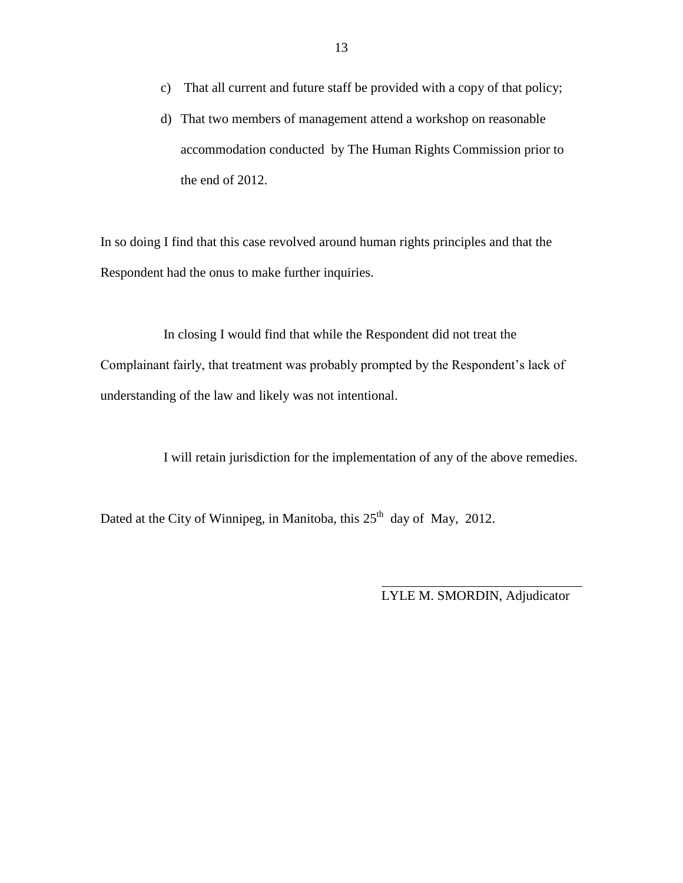c) That all current and future staff be provided with a copy of that policy;

d) That two members of management attend a workshop on reasonable accommodation conducted by The Human Rights Commission prior to the end of 2012.

In so doing I find that this case revolved around human rights principles and that the Respondent had the onus to make further inquiries.

In closing I would find that while the Respondent did not treat the Complainant fairly, that treatment was probably prompted by the Respondent's lack of understanding of the law and likely was not intentional.

I will retain jurisdiction for the implementation of any of the above remedies.

Dated at the City of Winnipeg, in Manitoba, this 25th day of May, 2012.

LYLE M. SMORDIN, Adjudicator